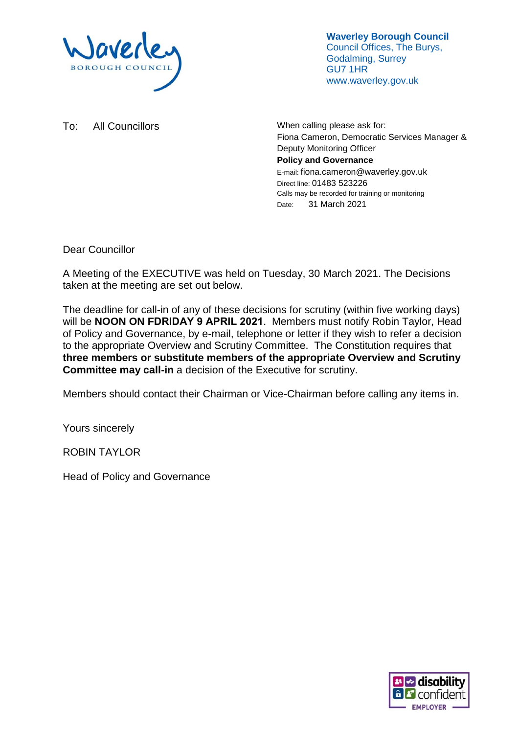**Waverley Borough Council**
Council Offices, The Burys,
Godalming, Surrey
GU7 1HR
www.waverley.gov.uk

To: All Councillors

When calling please ask for:
Fiona Cameron, Democratic Services Manager & Deputy Monitoring Officer
**Policy and Governance**
E-mail: fiona.cameron@waverley.gov.uk
Direct line: 01483 523226
Calls may be recorded for training or monitoring
Date: 31 March 2021

Dear Councillor

A Meeting of the EXECUTIVE was held on Tuesday, 30 March 2021. The Decisions taken at the meeting are set out below.

The deadline for call-in of any of these decisions for scrutiny (within five working days) will be **NOON ON FDRIDAY 9 APRIL 2021**. Members must notify Robin Taylor, Head of Policy and Governance, by e-mail, telephone or letter if they wish to refer a decision to the appropriate Overview and Scrutiny Committee. The Constitution requires that **three members or substitute members of the appropriate Overview and Scrutiny Committee may call-in** a decision of the Executive for scrutiny.

Members should contact their Chairman or Vice-Chairman before calling any items in.

Yours sincerely

ROBIN TAYLOR

Head of Policy and Governance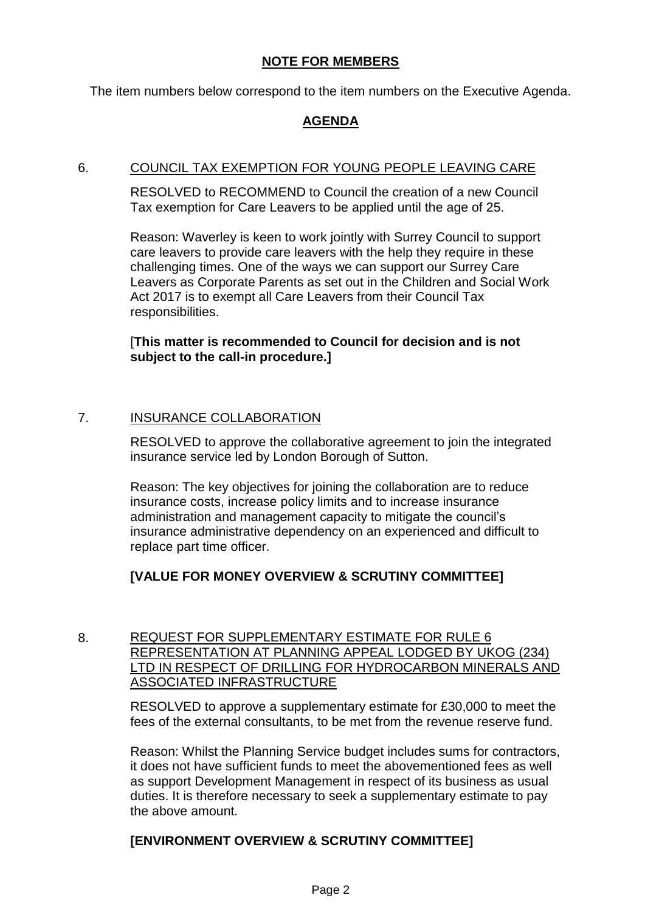**NOTE FOR MEMBERS**

The item numbers below correspond to the item numbers on the Executive Agenda.

**AGENDA**

6. COUNCIL TAX EXEMPTION FOR YOUNG PEOPLE LEAVING CARE

RESOLVED to RECOMMEND to Council the creation of a new Council Tax exemption for Care Leavers to be applied until the age of 25.

Reason: Waverley is keen to work jointly with Surrey Council to support care leavers to provide care leavers with the help they require in these challenging times. One of the ways we can support our Surrey Care Leavers as Corporate Parents as set out in the Children and Social Work Act 2017 is to exempt all Care Leavers from their Council Tax responsibilities.

[**This matter is recommended to Council for decision and is not subject to the call-in procedure.]**

7. INSURANCE COLLABORATION

RESOLVED to approve the collaborative agreement to join the integrated insurance service led by London Borough of Sutton.

Reason: The key objectives for joining the collaboration are to reduce insurance costs, increase policy limits and to increase insurance administration and management capacity to mitigate the council's insurance administrative dependency on an experienced and difficult to replace part time officer.

**[VALUE FOR MONEY OVERVIEW & SCRUTINY COMMITTEE]**

8. REQUEST FOR SUPPLEMENTARY ESTIMATE FOR RULE 6 REPRESENTATION AT PLANNING APPEAL LODGED BY UKOG (234) LTD IN RESPECT OF DRILLING FOR HYDROCARBON MINERALS AND ASSOCIATED INFRASTRUCTURE

RESOLVED to approve a supplementary estimate for £30,000 to meet the fees of the external consultants, to be met from the revenue reserve fund.

Reason: Whilst the Planning Service budget includes sums for contractors, it does not have sufficient funds to meet the abovementioned fees as well as support Development Management in respect of its business as usual duties. It is therefore necessary to seek a supplementary estimate to pay the above amount.

**[ENVIRONMENT OVERVIEW & SCRUTINY COMMITTEE]**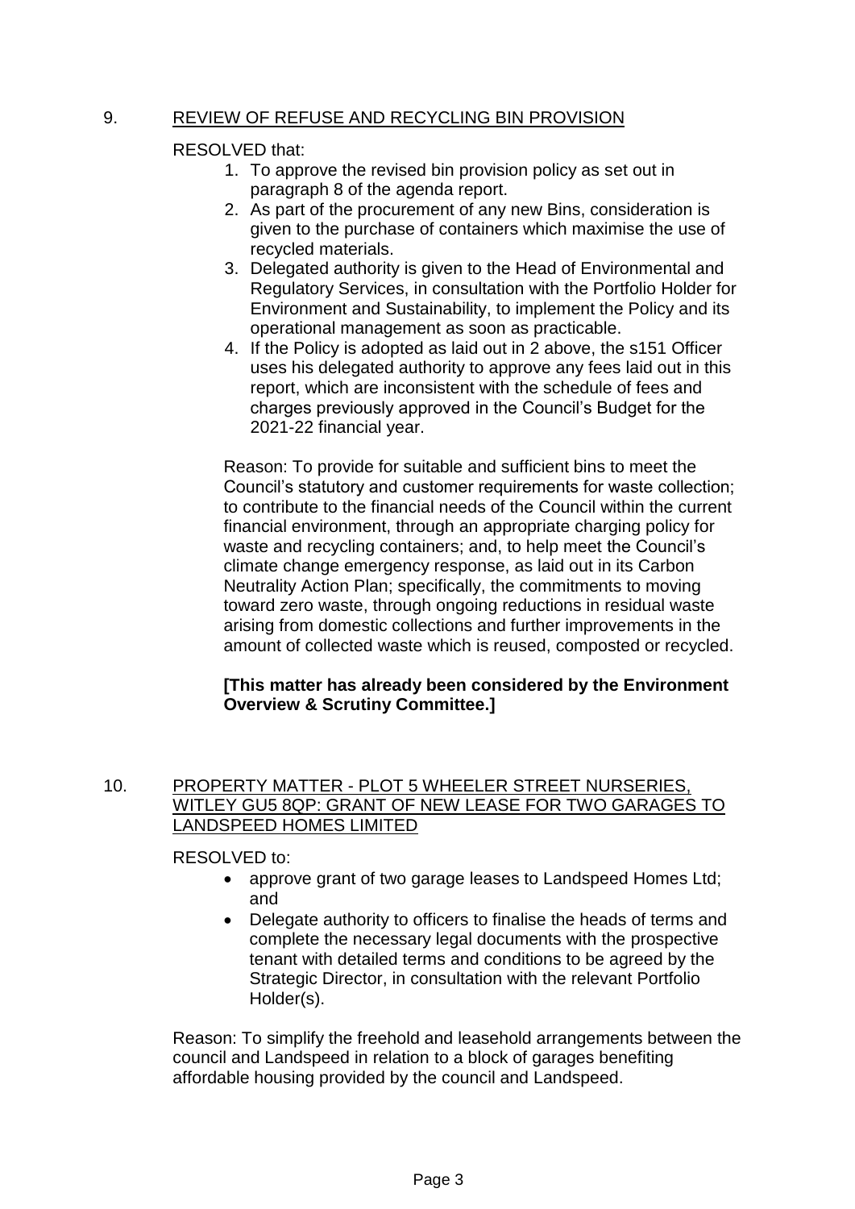## 9. REVIEW OF REFUSE AND RECYCLING BIN PROVISION

RESOLVED that:

1. To approve the revised bin provision policy as set out in paragraph 8 of the agenda report.
2. As part of the procurement of any new Bins, consideration is given to the purchase of containers which maximise the use of recycled materials.
3. Delegated authority is given to the Head of Environmental and Regulatory Services, in consultation with the Portfolio Holder for Environment and Sustainability, to implement the Policy and its operational management as soon as practicable.
4. If the Policy is adopted as laid out in 2 above, the s151 Officer uses his delegated authority to approve any fees laid out in this report, which are inconsistent with the schedule of fees and charges previously approved in the Council's Budget for the 2021-22 financial year.

Reason: To provide for suitable and sufficient bins to meet the Council's statutory and customer requirements for waste collection; to contribute to the financial needs of the Council within the current financial environment, through an appropriate charging policy for waste and recycling containers; and, to help meet the Council's climate change emergency response, as laid out in its Carbon Neutrality Action Plan; specifically, the commitments to moving toward zero waste, through ongoing reductions in residual waste arising from domestic collections and further improvements in the amount of collected waste which is reused, composted or recycled.

**[This matter has already been considered by the Environment Overview & Scrutiny Committee.]**

## 10. PROPERTY MATTER - PLOT 5 WHEELER STREET NURSERIES, WITLEY GU5 8QP: GRANT OF NEW LEASE FOR TWO GARAGES TO LANDSPEED HOMES LIMITED

RESOLVED to:

- approve grant of two garage leases to Landspeed Homes Ltd; and
- Delegate authority to officers to finalise the heads of terms and complete the necessary legal documents with the prospective tenant with detailed terms and conditions to be agreed by the Strategic Director, in consultation with the relevant Portfolio Holder(s).

Reason: To simplify the freehold and leasehold arrangements between the council and Landspeed in relation to a block of garages benefiting affordable housing provided by the council and Landspeed.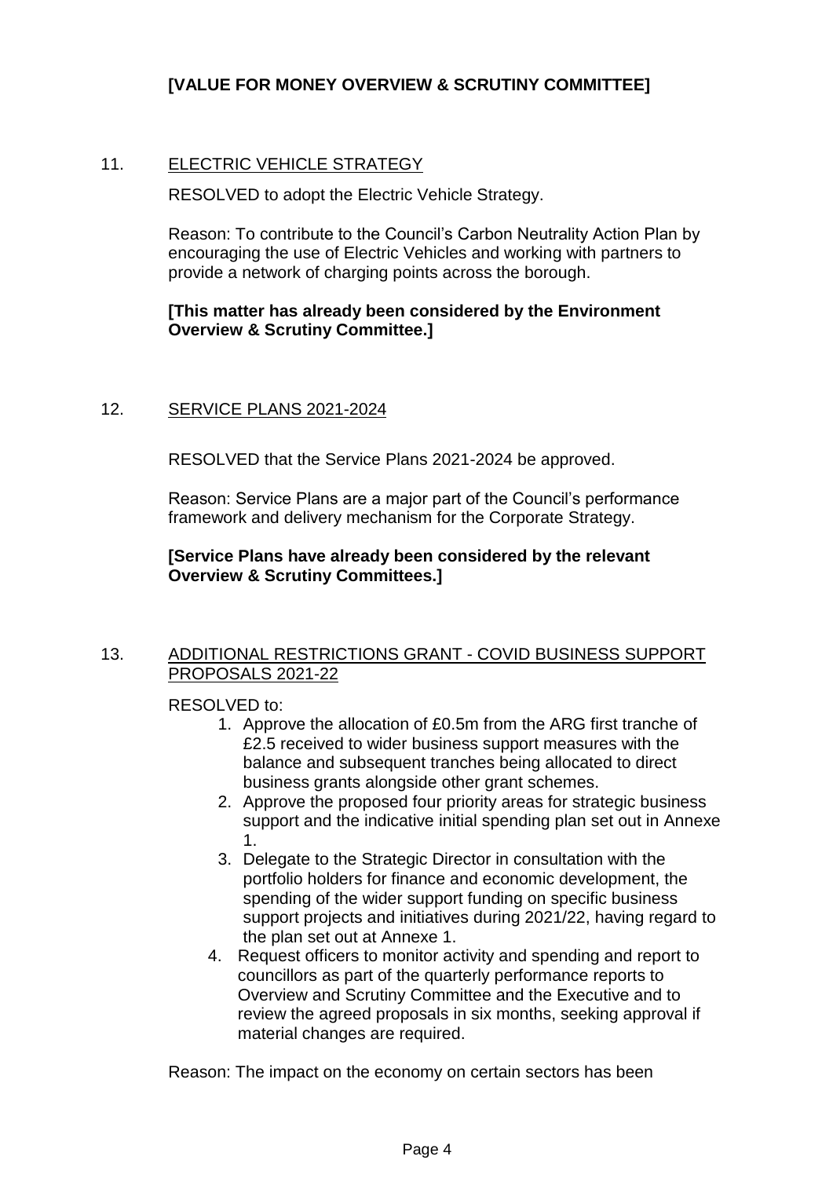**[VALUE FOR MONEY OVERVIEW & SCRUTINY COMMITTEE]**

11. ELECTRIC VEHICLE STRATEGY

RESOLVED to adopt the Electric Vehicle Strategy.

Reason: To contribute to the Council's Carbon Neutrality Action Plan by encouraging the use of Electric Vehicles and working with partners to provide a network of charging points across the borough.

**[This matter has already been considered by the Environment Overview & Scrutiny Committee.]**

12. SERVICE PLANS 2021-2024

RESOLVED that the Service Plans 2021-2024 be approved.

Reason: Service Plans are a major part of the Council's performance framework and delivery mechanism for the Corporate Strategy.

**[Service Plans have already been considered by the relevant Overview & Scrutiny Committees.]**

13. ADDITIONAL RESTRICTIONS GRANT - COVID BUSINESS SUPPORT PROPOSALS 2021-22

RESOLVED to:

1. Approve the allocation of £0.5m from the ARG first tranche of £2.5 received to wider business support measures with the balance and subsequent tranches being allocated to direct business grants alongside other grant schemes.
2. Approve the proposed four priority areas for strategic business support and the indicative initial spending plan set out in Annexe 1.
3. Delegate to the Strategic Director in consultation with the portfolio holders for finance and economic development, the spending of the wider support funding on specific business support projects and initiatives during 2021/22, having regard to the plan set out at Annexe 1.
4. Request officers to monitor activity and spending and report to councillors as part of the quarterly performance reports to Overview and Scrutiny Committee and the Executive and to review the agreed proposals in six months, seeking approval if material changes are required.

Reason: The impact on the economy on certain sectors has been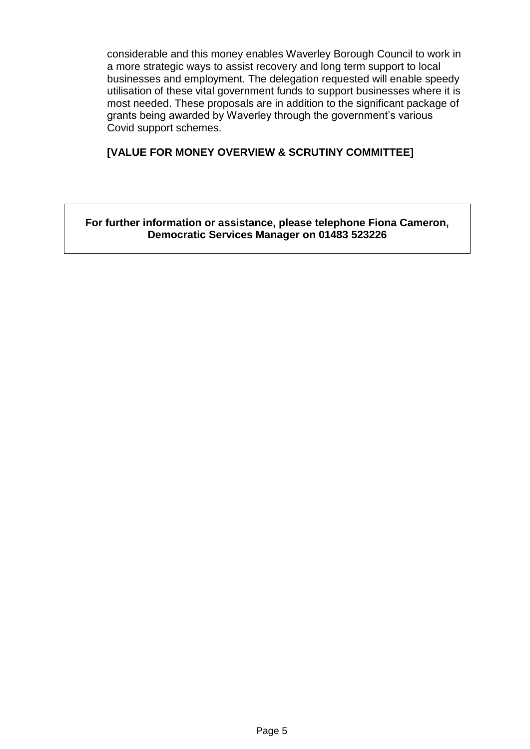considerable and this money enables Waverley Borough Council to work in a more strategic ways to assist recovery and long term support to local businesses and employment. The delegation requested will enable speedy utilisation of these vital government funds to support businesses where it is most needed. These proposals are in addition to the significant package of grants being awarded by Waverley through the government's various Covid support schemes.

**[VALUE FOR MONEY OVERVIEW & SCRUTINY COMMITTEE]**

**For further information or assistance, please telephone Fiona Cameron, Democratic Services Manager on 01483 523226**